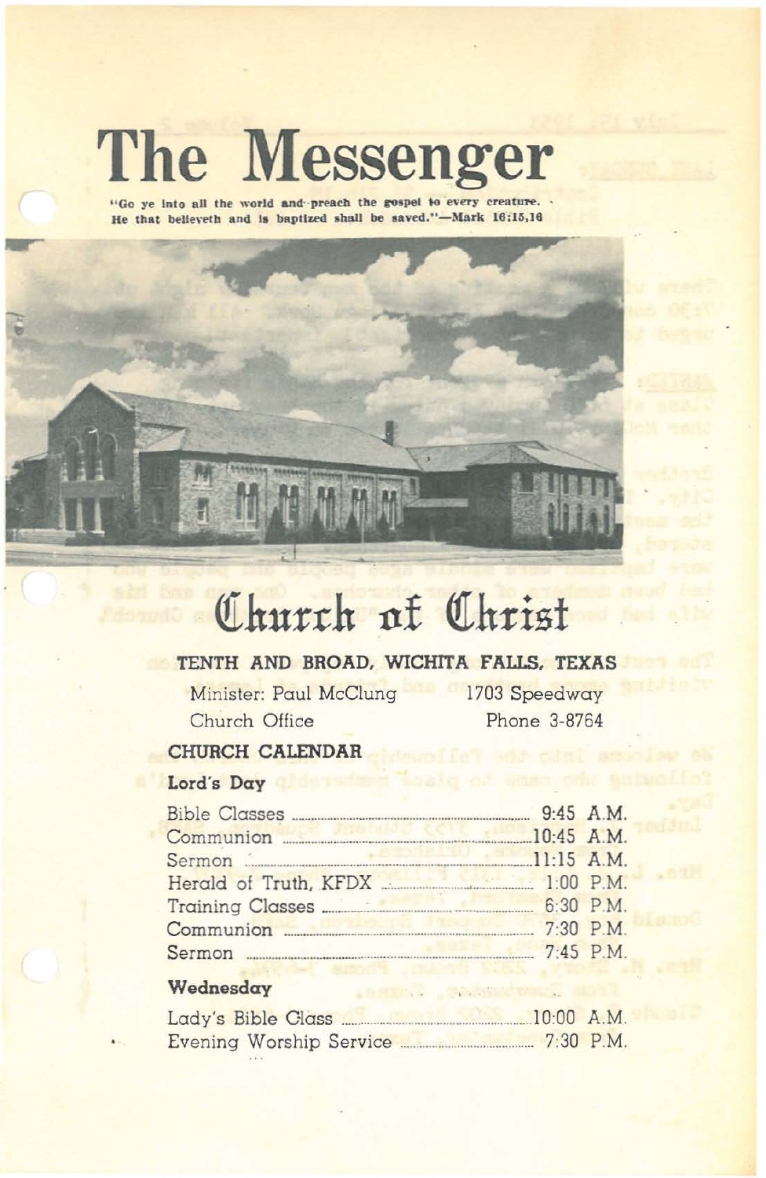# The Messenger

**"Go ye into all the world and preach the gospel to every creature. He that believeth and is baptized shall be saved."—Mark 16:15,16**

# Church of Christ

**TENTH AND BROAD, WICHITA FALLS, TEXAS**

Minister: Paul McClung — 1703 Speedway

Church Office — Phone 3-8764

## CHURCH CALENDAR

### Lord's Day

| | |
|---|---|
| Bible Classes | 9:45 A.M. |
| Communion | 10:45 A.M. |
| Sermon | 11:15 A.M. |
| Herald of Truth, KFDX | 1:00 P.M. |
| Training Classes | 6:30 P.M. |
| Communion | 7:30 P.M. |
| Sermon | 7:45 P.M. |

### Wednesday

| | |
|---|---|
| Lady's Bible Class | 10:00 A.M. |
| Evening Worship Service | 7:30 P.M. |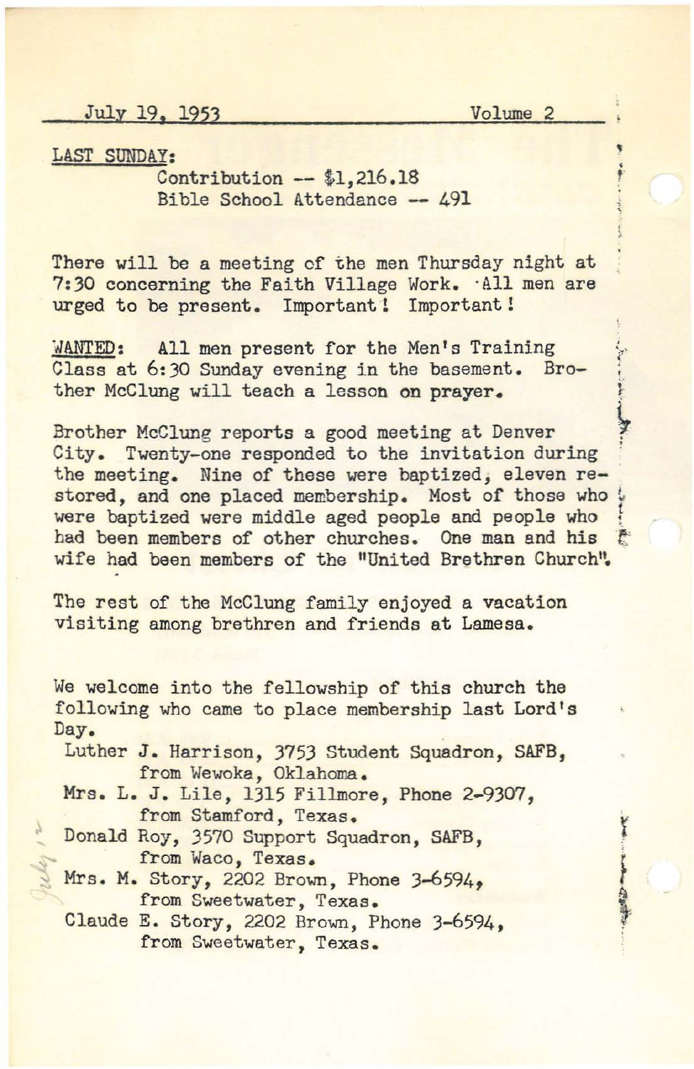July 19, 1953 Volume 2

LAST SUNDAY:

Contribution -- $1,216.18
Bible School Attendance -- 491

There will be a meeting of the men Thursday night at 7:30 concerning the Faith Village Work. All men are urged to be present. Important! Important!

WANTED: All men present for the Men's Training Class at 6:30 Sunday evening in the basement. Brother McClung will teach a lesson on prayer.

Brother McClung reports a good meeting at Denver City. Twenty-one responded to the invitation during the meeting. Nine of these were baptized, eleven restored, and one placed membership. Most of those who were baptized were middle aged people and people who had been members of other churches. One man and his wife had been members of the "United Brethren Church".

The rest of the McClung family enjoyed a vacation visiting among brethren and friends at Lamesa.

We welcome into the fellowship of this church the following who came to place membership last Lord's Day.

- Luther J. Harrison, 3753 Student Squadron, SAFB, from Wewoka, Oklahoma.
- Mrs. L. J. Lile, 1315 Fillmore, Phone 2-9307, from Stamford, Texas.
- Donald Roy, 3570 Support Squadron, SAFB, from Waco, Texas.
- Mrs. M. Story, 2202 Brown, Phone 3-6594, from Sweetwater, Texas.
- Claude E. Story, 2202 Brown, Phone 3-6594, from Sweetwater, Texas.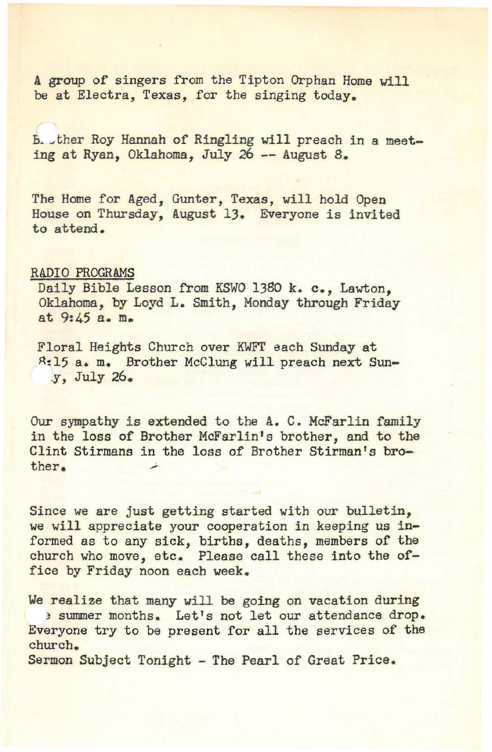A group of singers from the Tipton Orphan Home will be at Electra, Texas, for the singing today.

Brother Roy Hannah of Ringling will preach in a meeting at Ryan, Oklahoma, July 26 -- August 8.

The Home for Aged, Gunter, Texas, will hold Open House on Thursday, August 13. Everyone is invited to attend.

RADIO PROGRAMS

Daily Bible Lesson from KSWO 1380 k. c., Lawton, Oklahoma, by Loyd L. Smith, Monday through Friday at 9:45 a. m.

Floral Heights Church over KWFT each Sunday at 8:15 a. m. Brother McClung will preach next Sunday, July 26.

Our sympathy is extended to the A. C. McFarlin family in the loss of Brother McFarlin's brother, and to the Clint Stirmans in the loss of Brother Stirman's brother.

Since we are just getting started with our bulletin, we will appreciate your cooperation in keeping us informed as to any sick, births, deaths, members of the church who move, etc. Please call these into the office by Friday noon each week.

We realize that many will be going on vacation during the summer months. Let's not let our attendance drop. Everyone try to be present for all the services of the church.

Sermon Subject Tonight - The Pearl of Great Price.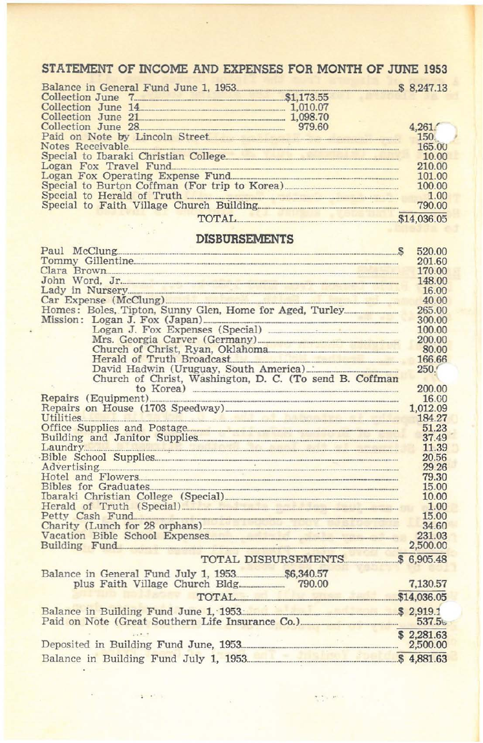## STATEMENT OF INCOME AND EXPENSES FOR MONTH OF JUNE 1953

| | | |
|---|---|---|
| Balance in General Fund June 1, 1953 | | $ 8,247.13 |
| Collection June 7 | $1,173.55 | |
| Collection June 14 | 1,010.07 | |
| Collection June 21 | 1,098.70 | |
| Collection June 28 | 979.60 | 4,261. |
| Paid on Note by Lincoln Street | | 150. |
| Notes Receivable | | 165.00 |
| Special to Ibaraki Christian College | | 10.00 |
| Logan Fox Travel Fund | | 210.00 |
| Logan Fox Operating Expense Fund | | 101.00 |
| Special to Burton Coffman (For trip to Korea) | | 100.00 |
| Special to Herald of Truth | | 1.00 |
| Special to Faith Village Church Building | | 790.00 |
| TOTAL | | $14,036.05 |

### DISBURSEMENTS

| | |
|---|---|
| Paul McClung | $ 520.00 |
| Tommy Gillentine | 201.60 |
| Clara Brown | 170.00 |
| John Word, Jr. | 148.00 |
| Lady in Nursery | 16.00 |
| Car Expense (McClung) | 40.00 |
| Homes: Boles, Tipton, Sunny Glen, Home for Aged, Turley | 265.00 |
| Mission: Logan J. Fox (Japan) | 300.00 |
| Logan J. Fox Expenses (Special) | 100.00 |
| Mrs. Georgia Carver (Germany) | 200.00 |
| Church of Christ, Ryan, Oklahoma | 80.00 |
| Herald of Truth Broadcast | 166.66 |
| David Hadwin (Uruguay, South America) | 250. |
| Church of Christ, Washington, D. C. (To send B. Coffman to Korea) | 200.00 |
| Repairs (Equipment) | 16.00 |
| Repairs on House (1703 Speedway) | 1,012.09 |
| Utilities | 184.27 |
| Office Supplies and Postage | 51.23 |
| Building and Janitor Supplies | 37.49 |
| Laundry | 11.39 |
| Bible School Supplies | 20.56 |
| Advertising | 29.26 |
| Hotel and Flowers | 79.30 |
| Bibles for Graduates | 15.00 |
| Ibaraki Christian College (Special) | 10.00 |
| Herald of Truth (Special) | 1.00 |
| Petty Cash Fund | 15.00 |
| Charity (Lunch for 28 orphans) | 34.60 |
| Vacation Bible School Expenses | 231.03 |
| Building Fund | 2,500.00 |
| TOTAL DISBURSEMENTS | $ 6,905.48 |

| | | |
|---|---|---|
| Balance in General Fund July 1, 1953 | $6,340.57 | |
| plus Faith Village Church Bldg. | 790.00 | 7,130.57 |
| TOTAL | | $14,036.05 |

| | |
|---|---|
| Balance in Building Fund June 1, 1953 | $ 2,919.1 |
| Paid on Note (Great Southern Life Insurance Co.) | 537.5 |
| | $ 2,281.63 |
| Deposited in Building Fund June, 1953 | 2,500.00 |
| Balance in Building Fund July 1, 1953 | $ 4,881.63 |